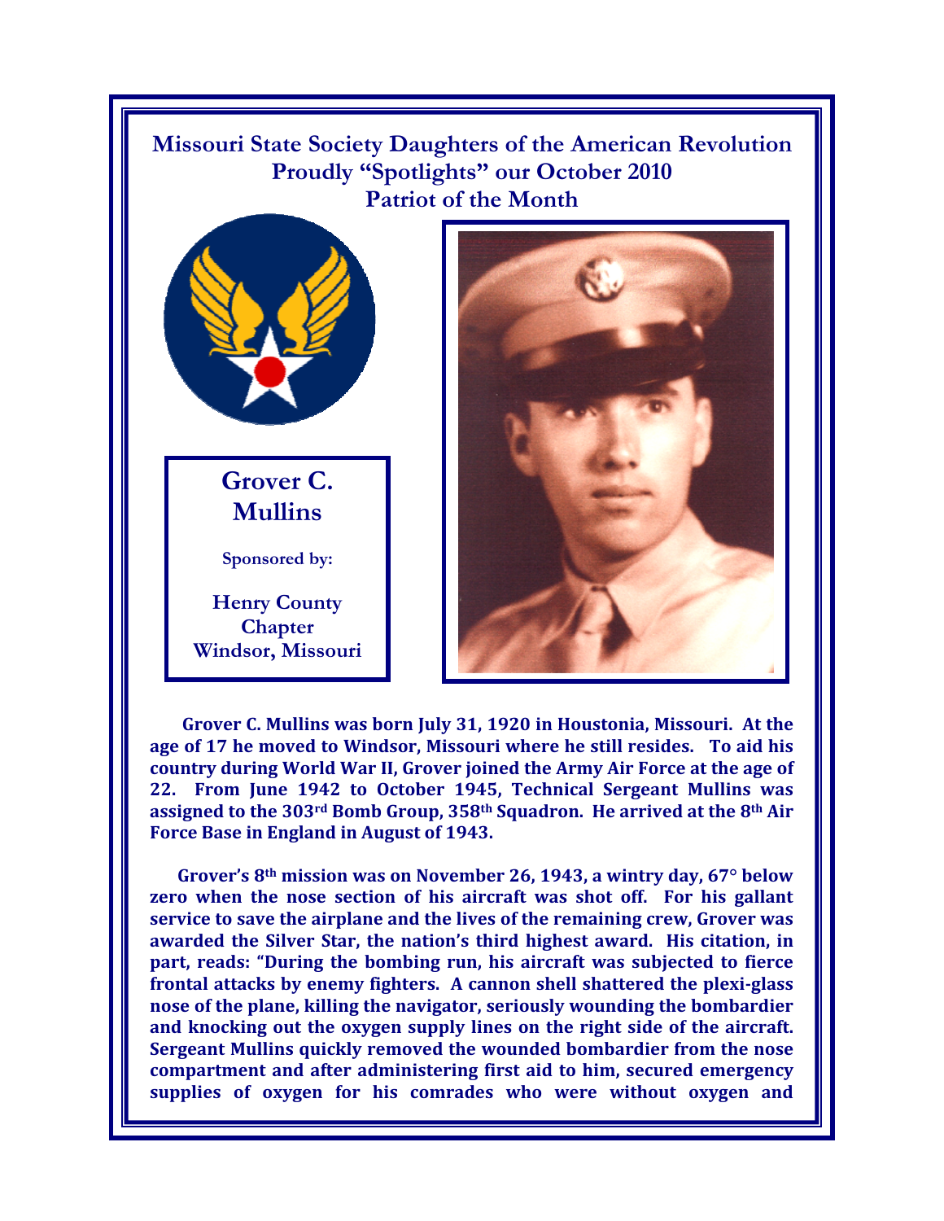# Missouri State Society Daughters of the American Revolution Proudly "Spotlights" our October 2010 Patriot of the Month

## Grover C. Mullins

**Sponsored by:**

**Henry County Chapter Windsor, Missouri**

**Grover C. Mullins was born July 31, 1920 in Houstonia, Missouri. At the age of 17 he moved to Windsor, Missouri where he still resides. To aid his country during World War II, Grover joined the Army Air Force at the age of 22. From June 1942 to October 1945, Technical Sergeant Mullins was assigned to the 303rd Bomb Group, 358th Squadron. He arrived at the 8th Air Force Base in England in August of 1943.**

**Grover's 8th mission was on November 26, 1943, a wintry day, 67° below zero when the nose section of his aircraft was shot off. For his gallant service to save the airplane and the lives of the remaining crew, Grover was awarded the Silver Star, the nation's third highest award. His citation, in part, reads: "During the bombing run, his aircraft was subjected to fierce frontal attacks by enemy fighters. A cannon shell shattered the plexi-glass nose of the plane, killing the navigator, seriously wounding the bombardier and knocking out the oxygen supply lines on the right side of the aircraft. Sergeant Mullins quickly removed the wounded bombardier from the nose compartment and after administering first aid to him, secured emergency supplies of oxygen for his comrades who were without oxygen and**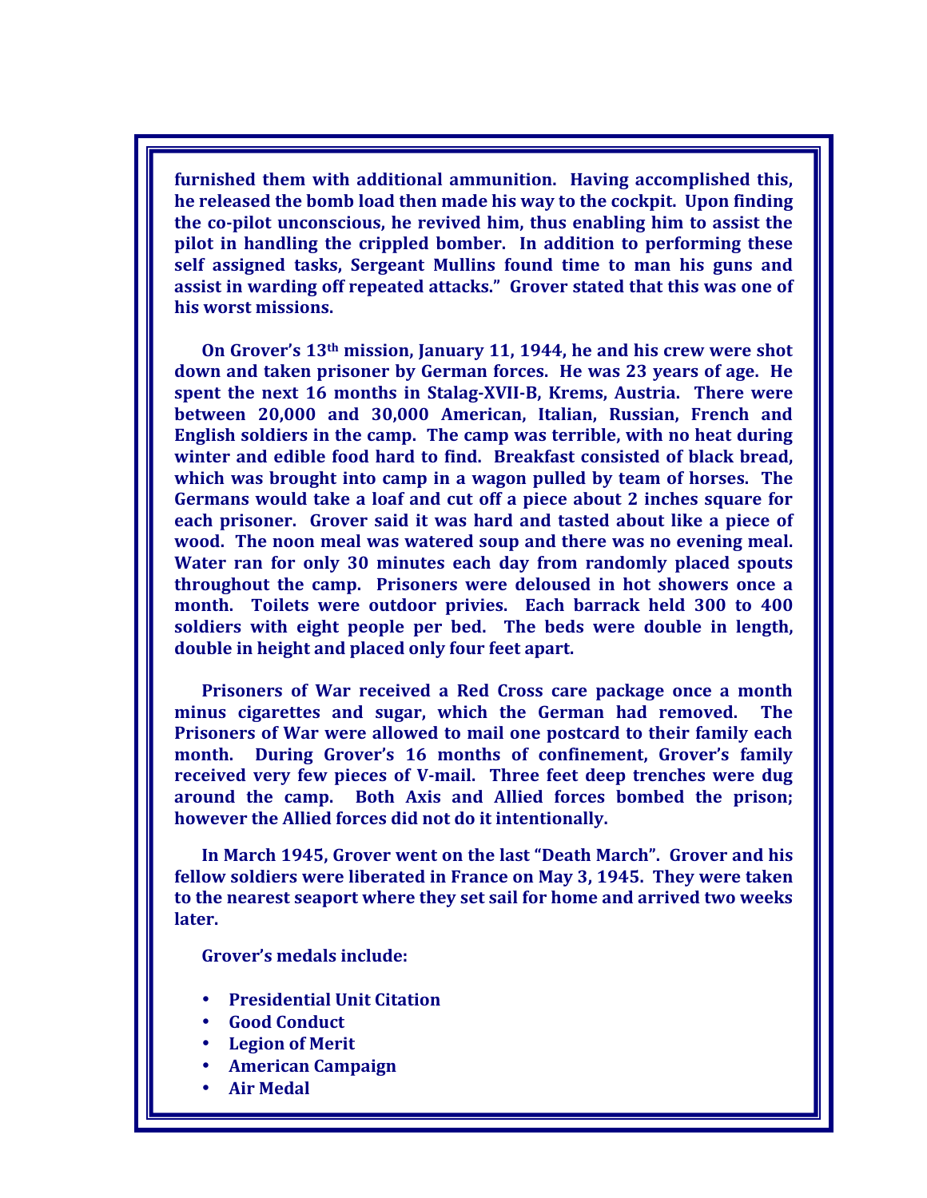**furnished them with additional ammunition. Having accomplished this, he released the bomb load then made his way to the cockpit. Upon finding the co-pilot unconscious, he revived him, thus enabling him to assist the pilot in handling the crippled bomber. In addition to performing these self assigned tasks, Sergeant Mullins found time to man his guns and assist in warding off repeated attacks." Grover stated that this was one of his worst missions.**

**On Grover's 13th mission, January 11, 1944, he and his crew were shot down and taken prisoner by German forces. He was 23 years of age. He spent the next 16 months in Stalag-XVII-B, Krems, Austria. There were between 20,000 and 30,000 American, Italian, Russian, French and English soldiers in the camp. The camp was terrible, with no heat during winter and edible food hard to find. Breakfast consisted of black bread, which was brought into camp in a wagon pulled by team of horses. The Germans would take a loaf and cut off a piece about 2 inches square for each prisoner. Grover said it was hard and tasted about like a piece of wood. The noon meal was watered soup and there was no evening meal. Water ran for only 30 minutes each day from randomly placed spouts throughout the camp. Prisoners were deloused in hot showers once a month. Toilets were outdoor privies. Each barrack held 300 to 400 soldiers with eight people per bed. The beds were double in length, double in height and placed only four feet apart.**

**Prisoners of War received a Red Cross care package once a month minus cigarettes and sugar, which the German had removed. The Prisoners of War were allowed to mail one postcard to their family each month. During Grover's 16 months of confinement, Grover's family received very few pieces of V-mail. Three feet deep trenches were dug around the camp. Both Axis and Allied forces bombed the prison; however the Allied forces did not do it intentionally.**

**In March 1945, Grover went on the last "Death March". Grover and his fellow soldiers were liberated in France on May 3, 1945. They were taken to the nearest seaport where they set sail for home and arrived two weeks later.**

**Grover's medals include:**

- **Presidential Unit Citation**
- **Good Conduct**
- **Legion of Merit**
- **American Campaign**
- **Air Medal**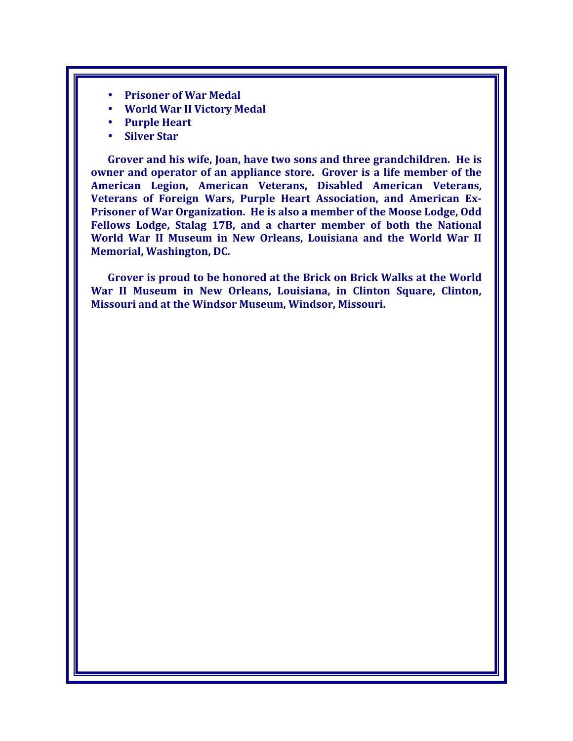- **Prisoner of War Medal**
- **World War II Victory Medal**
- **Purple Heart**
- **Silver Star**

**Grover and his wife, Joan, have two sons and three grandchildren. He is owner and operator of an appliance store. Grover is a life member of the American Legion, American Veterans, Disabled American Veterans, Veterans of Foreign Wars, Purple Heart Association, and American Ex-Prisoner of War Organization. He is also a member of the Moose Lodge, Odd Fellows Lodge, Stalag 17B, and a charter member of both the National World War II Museum in New Orleans, Louisiana and the World War II Memorial, Washington, DC.**

**Grover is proud to be honored at the Brick on Brick Walks at the World War II Museum in New Orleans, Louisiana, in Clinton Square, Clinton, Missouri and at the Windsor Museum, Windsor, Missouri.**